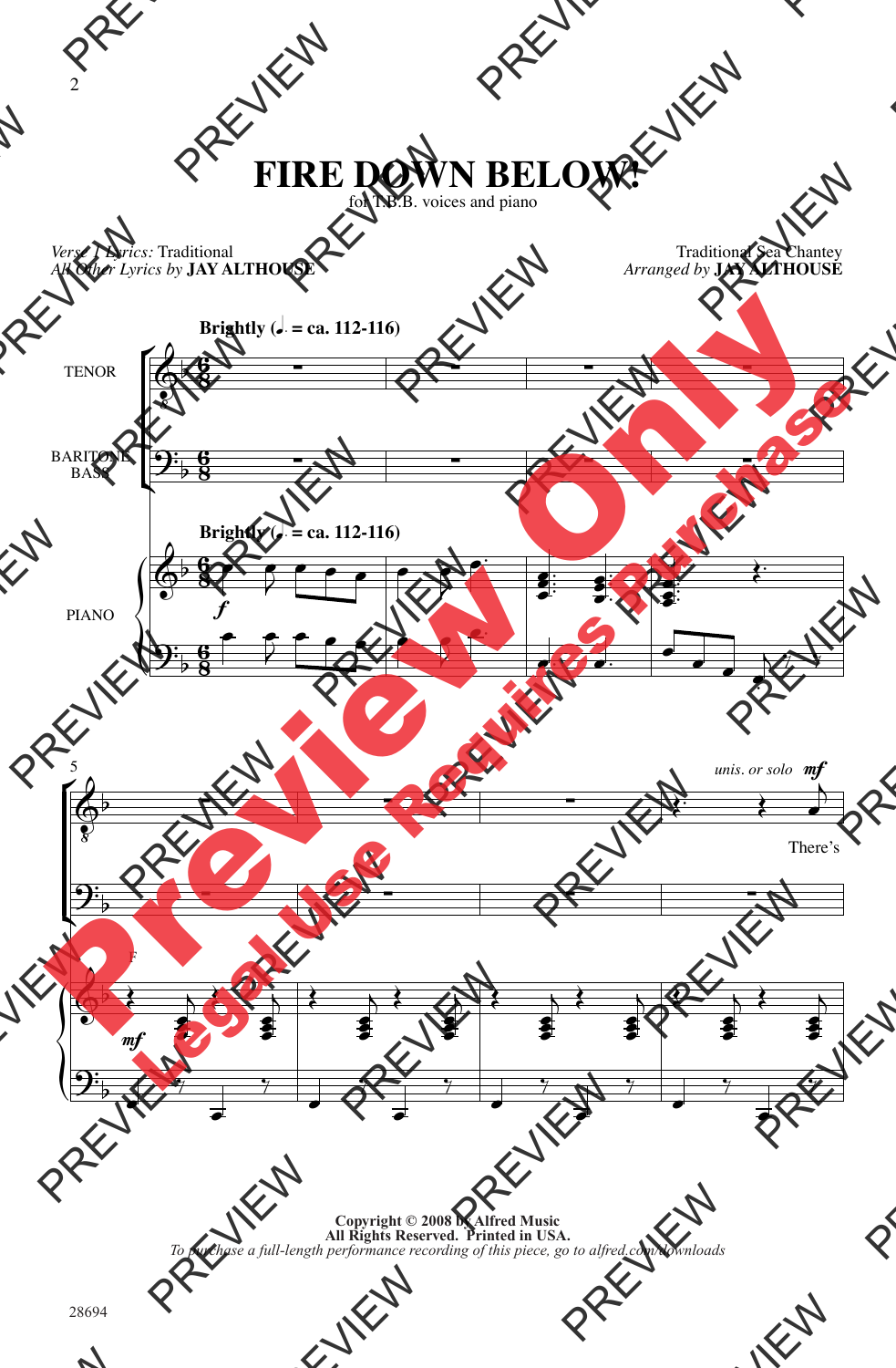# FIRE DOWN BELOW!

for T.B.B. voices and piano

*Verse 1 Lyrics:* Traditional
*All Other Lyrics by* **JAY ALTHOUSE**

Traditional Sea Chantey
*Arranged by* **JAY ALTHOUSE**

**Brightly (♩. = ca. 112-116)**

TENOR

BARITONE BASS

PIANO

*unis. or solo* **mf**

There's

**Copyright © 2008 by Alfred Music**
**All Rights Reserved. Printed in USA.**
*To purchase a full-length performance recording of this piece, go to alfred.com/downloads*

28694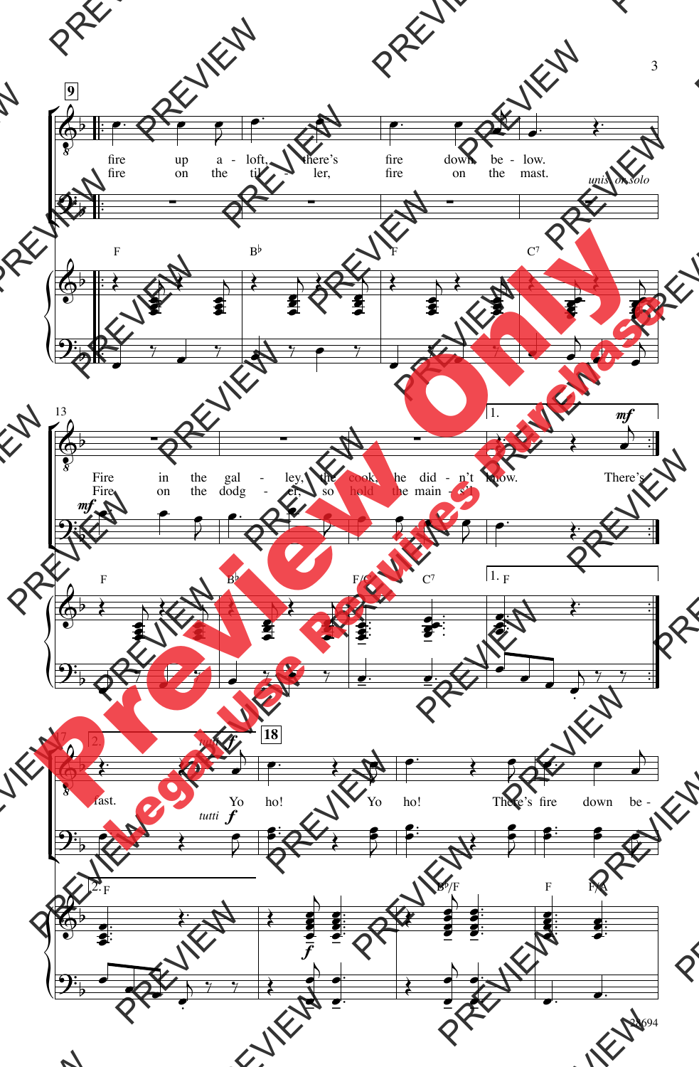fire up a - loft, there's fire down be - low.
fire on the til - ler, fire on the mast.

*unis. or solo*

Fire in the gal - ley, the cook, he did - n't know. There's
Fire on the dodg - er, so hold the main - s'l fast.

*tutti* *f*

Yo ho! Yo ho! There's fire down be -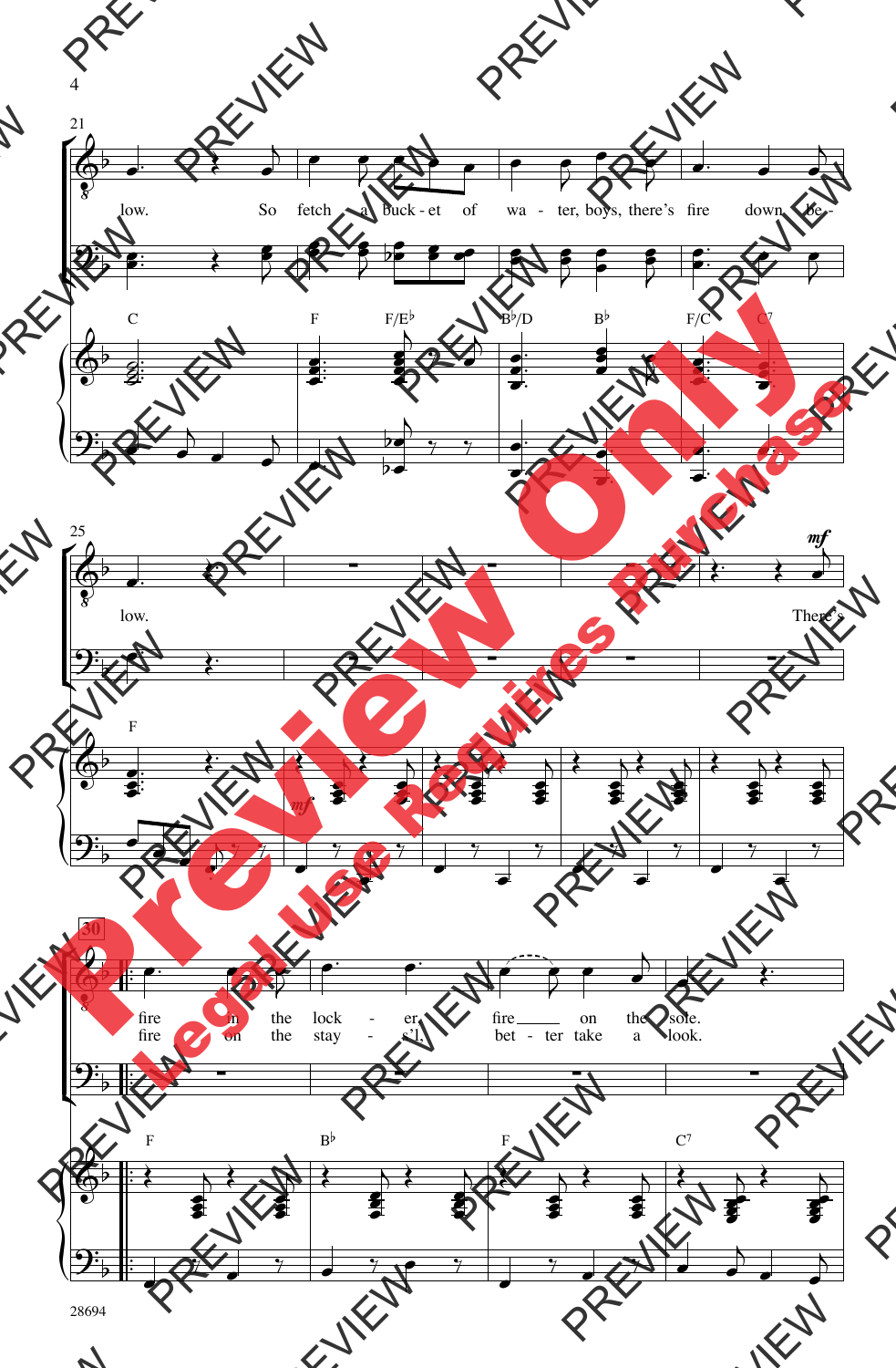low. So fetch a buck-et of wa - ter, boys, there's fire down be - low. There's

fire in the lock - er, fire on the sole.
fire on the stay - s'l, bet - ter take a look.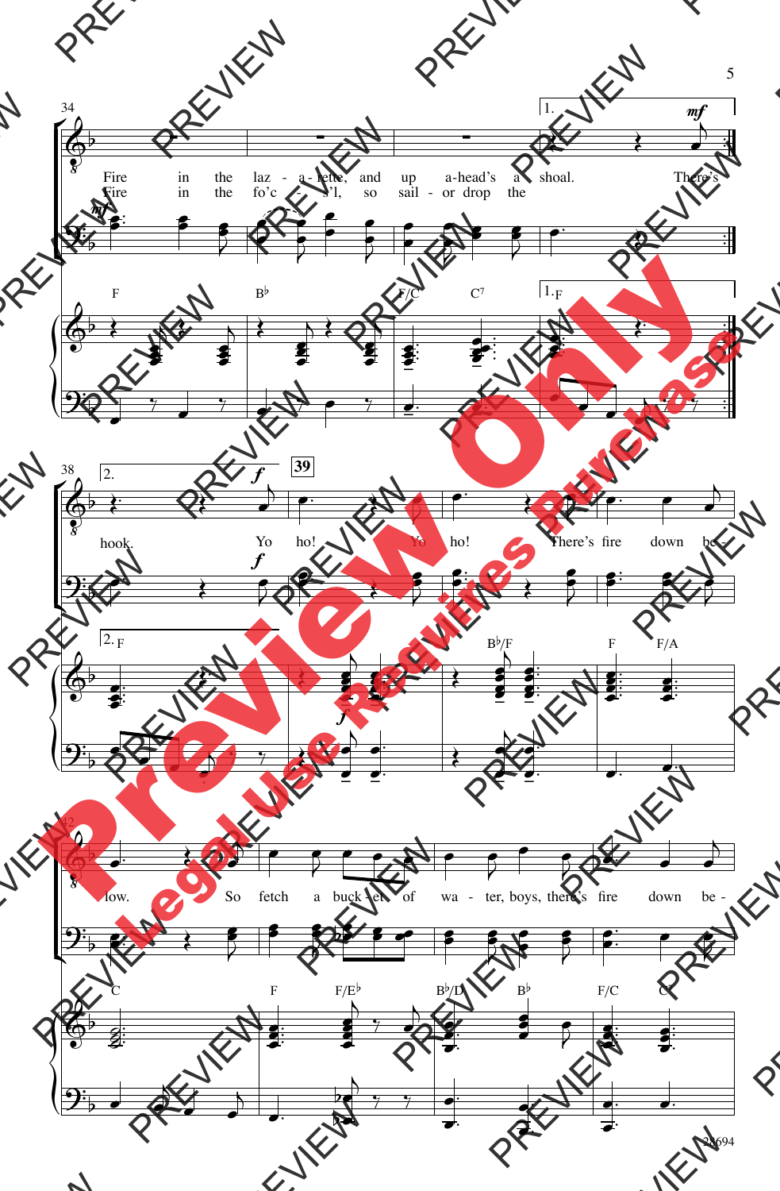34

Fire in the laz - a - rette, and up a-head's a shoal. There's

Fire in the fo'c - 's'l, so sail - or drop the

F B♭ F/C C7 1. F

38

2. hook. Yo ho! Yo ho! There's fire down be -

39

2. F B♭/F F F/A

42

low. So fetch a buck - et of wa - ter, boys, there's fire down be -

C F F/E♭ B♭/D B♭ F/C C7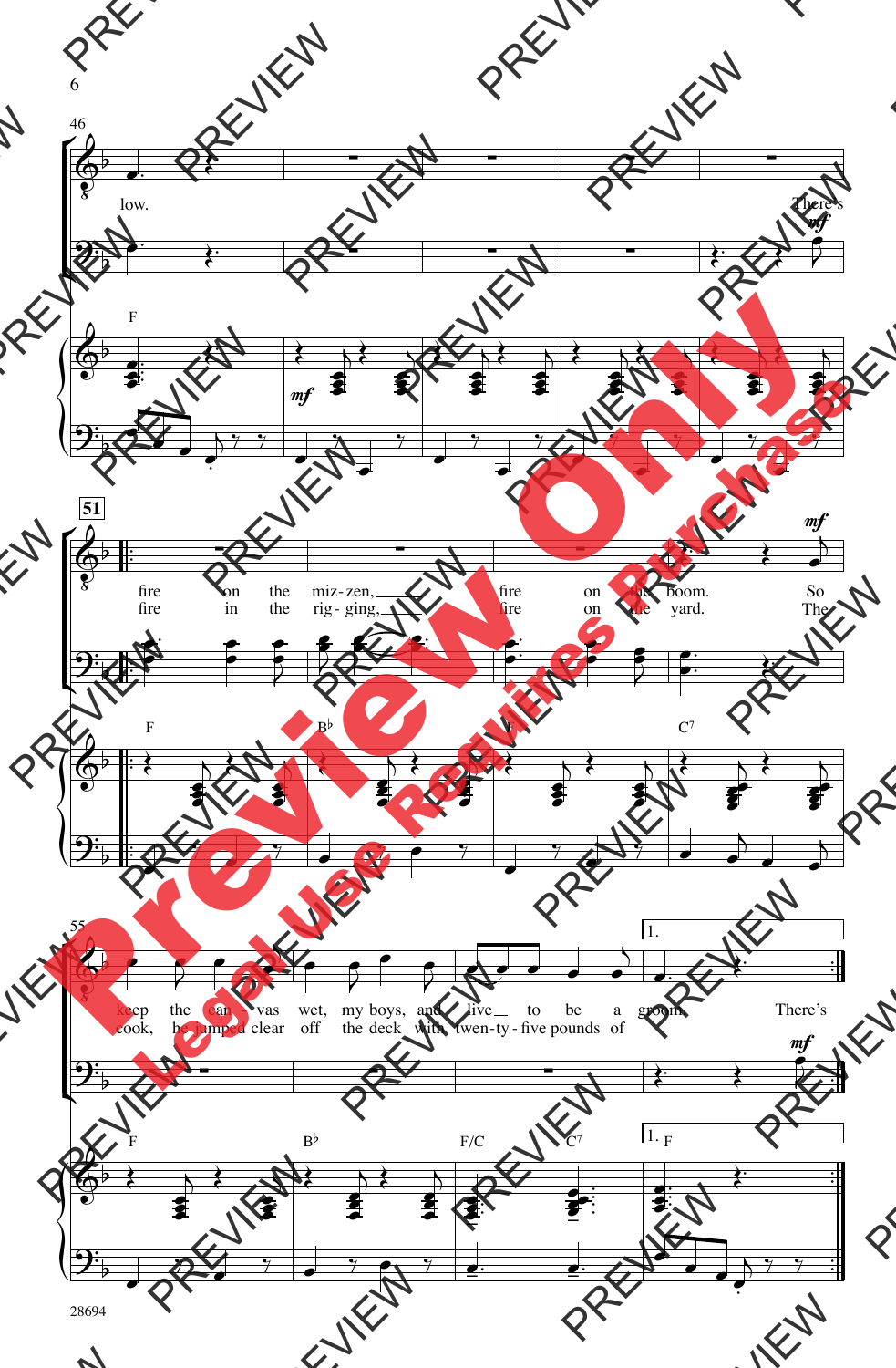46

low. There's

F

*mf*

**51**

fire on the miz-zen, fire on the boom. So
fire in the rig-ging, fire on the yard. The

*mf*

F B♭ C7

55

keep the can-vas wet, my boys, and live to be a groom. There's
cook, he jumped clear off the deck with twen-ty-five pounds of

1.

*mf*

F B♭ F/C C7 1. F

28694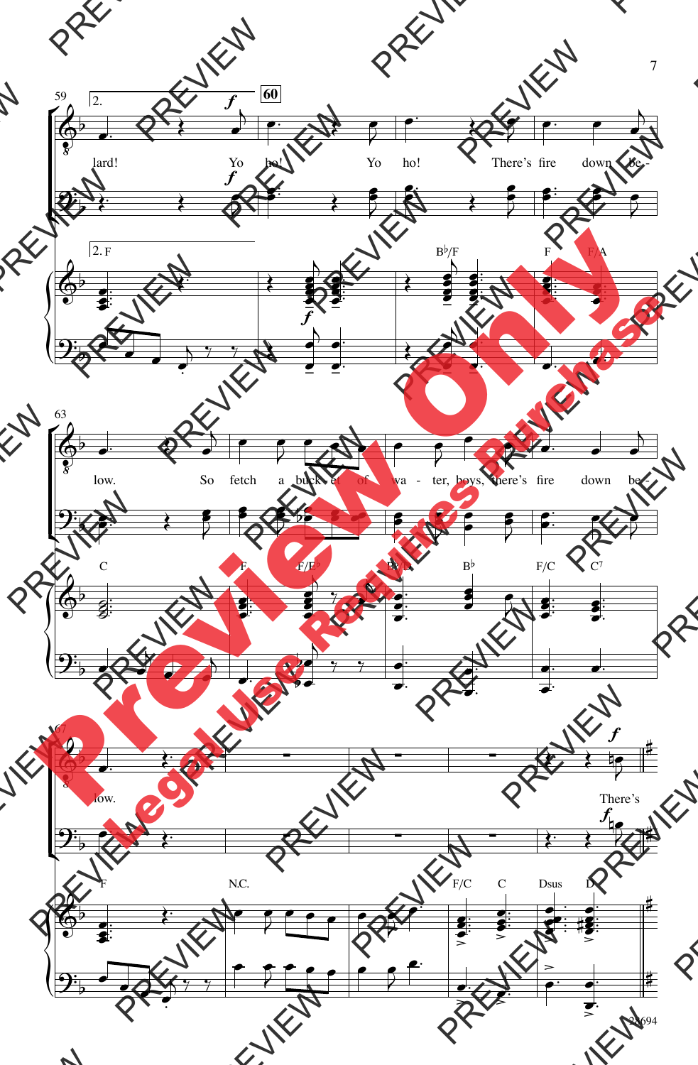lard! Yo ho! Yo ho! There's fire down be-

low. So fetch a buck-et of wa - ter, boys, there's fire down be-

low. There's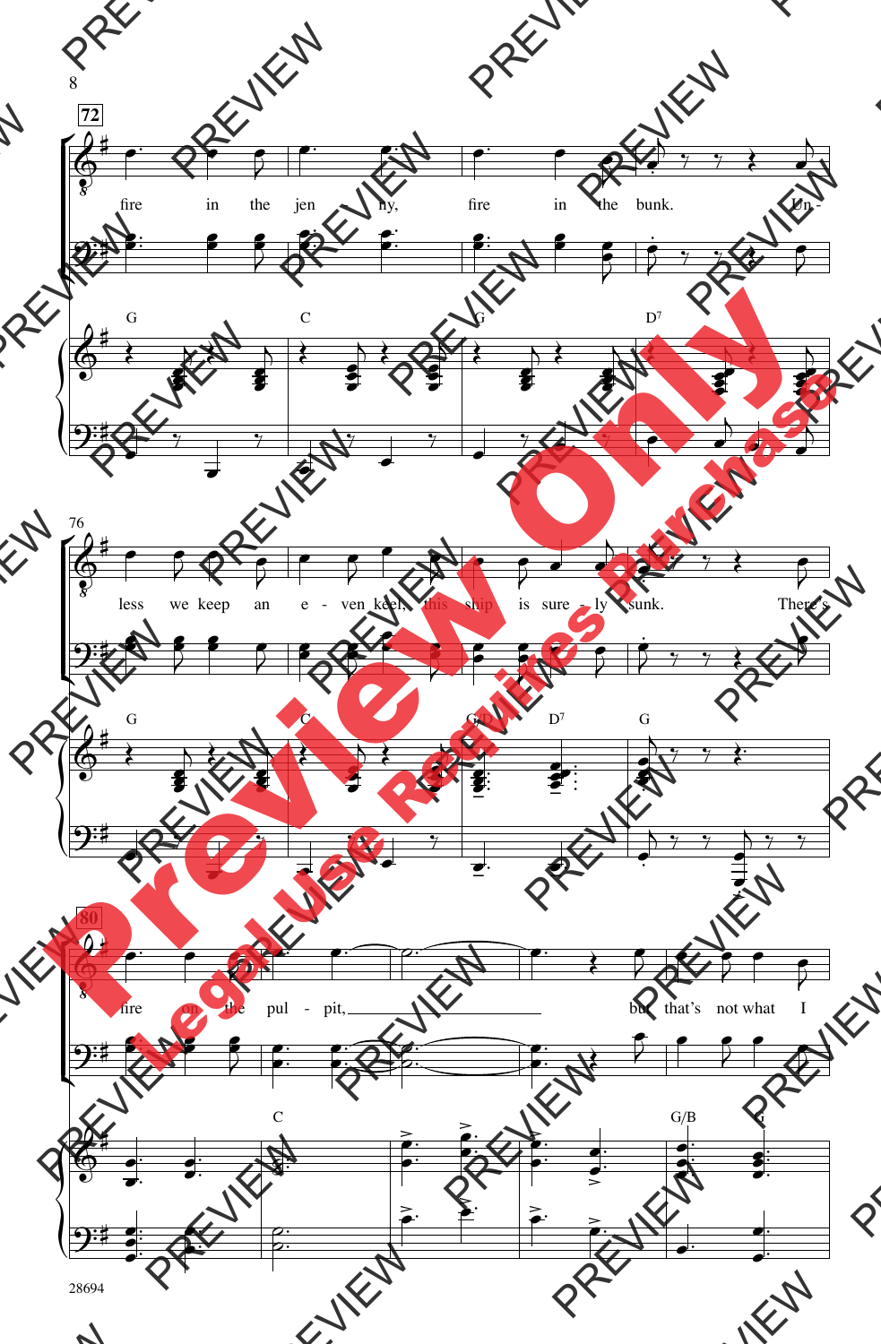72

fire in the jenny, fire in the bunk. Unless we keep an even keel, this ship is surely sunk.

G C G D7

76

less we keep an even keel, this ship is sure - ly sunk. There's

G C G/D D7 G

80

fire on the pul - pit, but that's not what I

C G/B G

28694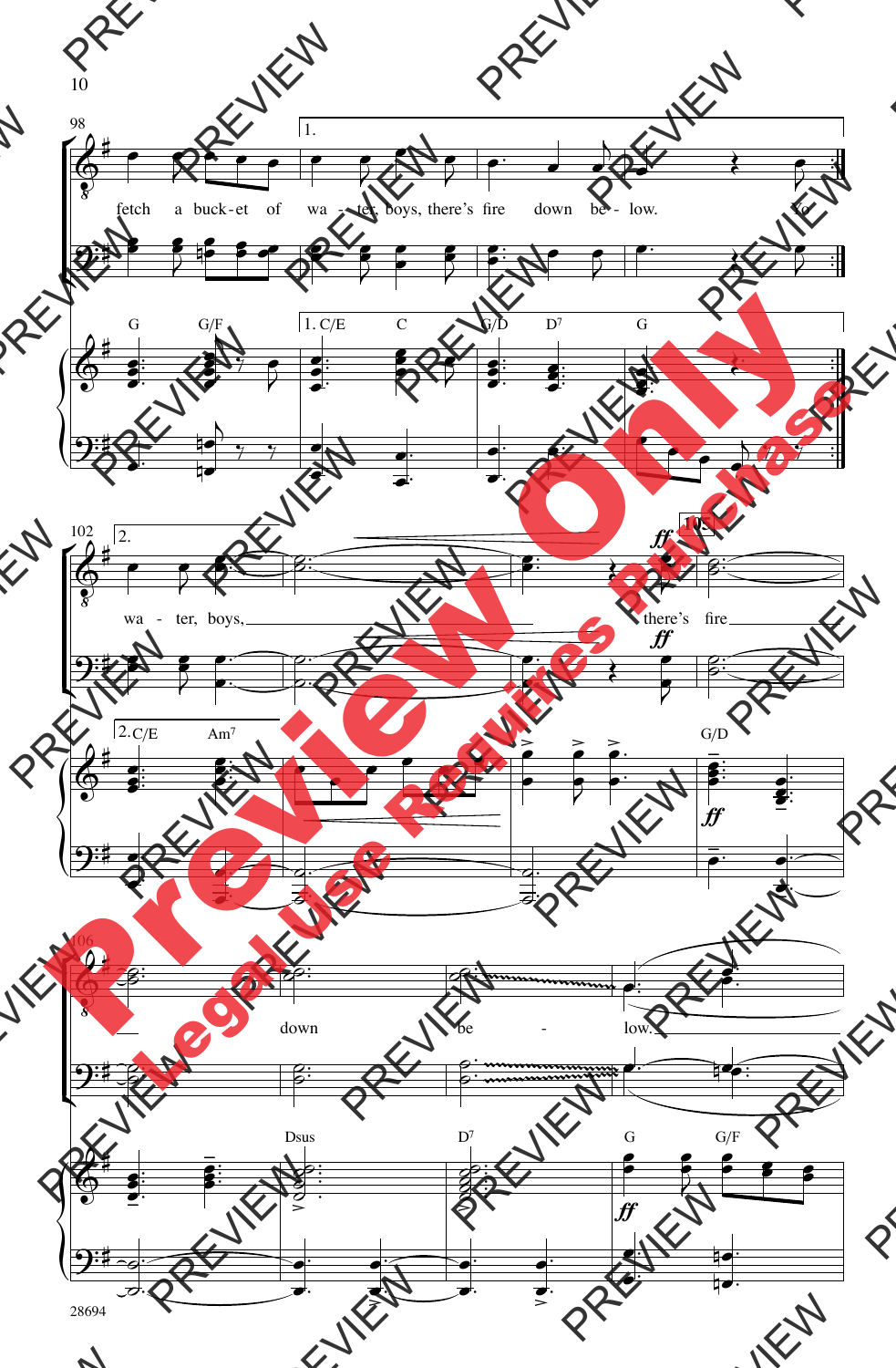fetch a buck-et of wa - ter, boys, there's fire down be - low. Yo

G G/F 1. C/E C G/D D7 G

2. wa - ter, boys, there's fire

2. C/E Am7 G/D

down be - low.

Dsus D7 G G/F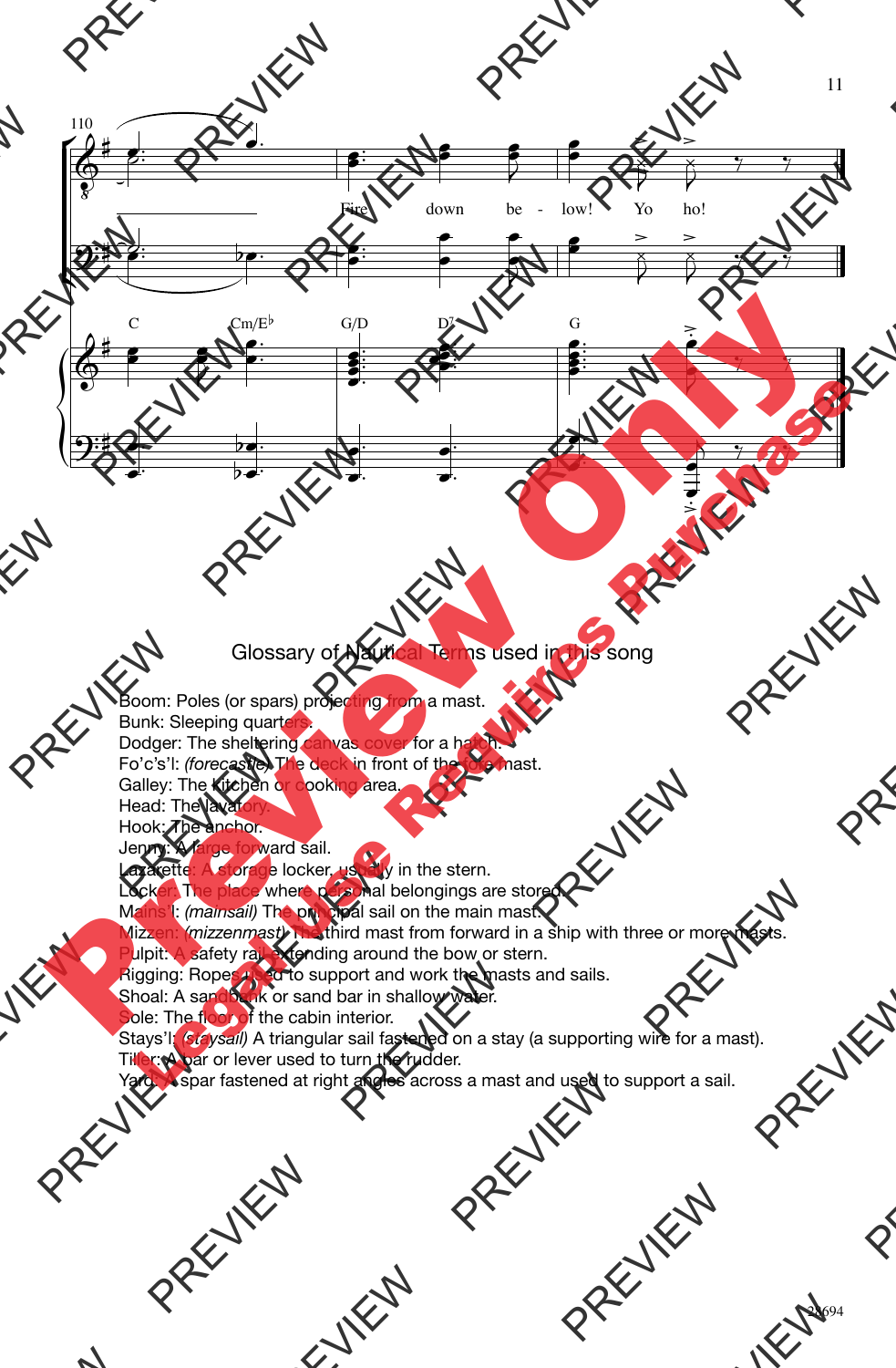110

Fire down be - low! Yo ho!

C Cm/E♭ G/D D7 G

## Glossary of Nautical Terms used in this song

Boom: Poles (or spars) projecting from a mast.
Bunk: Sleeping quarters.
Dodger: The sheltering canvas cover for a hatch.
Fo'c's'l: *(forecastle)* The deck in front of the foremast.
Galley: The kitchen or cooking area.
Head: The lavatory.
Hook: The anchor.
Jenny: A large forward sail.
Lazarette: A storage locker, usually in the stern.
Locker: The place where personal belongings are stored.
Mains'l: *(mainsail)* The principal sail on the main mast.
Mizzen: *(mizzenmast)* The third mast from forward in a ship with three or more masts.
Pulpit: A safety rail extending around the bow or stern.
Rigging: Ropes used to support and work the masts and sails.
Shoal: A sandbank or sand bar in shallow water.
Sole: The floor of the cabin interior.
Stays'l: *(staysail)* A triangular sail fastened on a stay (a supporting wire for a mast).
Tiller: A bar or lever used to turn the rudder.
Yard: A spar fastened at right angles across a mast and used to support a sail.